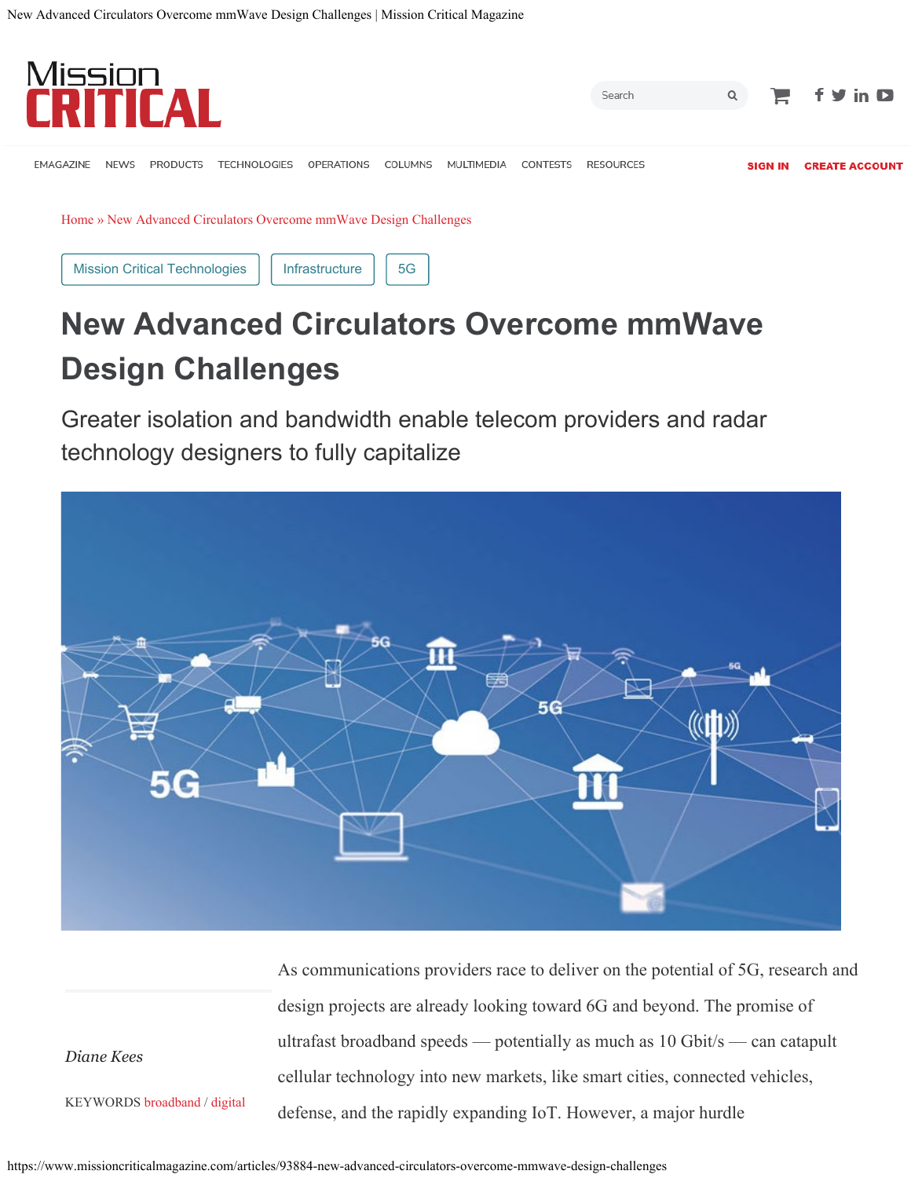Home » New Advanced Circulators Overcome mmWave Design Challenges

Mission Critical Technologies | Infrastructure | 5G

# New Advanced Circulators Overcome mmWave Design Challenges

## Greater isolation and bandwidth enable telecom providers and radar technology designers to fully capitalize

*Diane Kees*

KEYWORDS broadband / digital

As communications providers race to deliver on the potential of 5G, research and design projects are already looking toward 6G and beyond. The promise of ultrafast broadband speeds — potentially as much as 10 Gbit/s — can catapult cellular technology into new markets, like smart cities, connected vehicles, defense, and the rapidly expanding IoT. However, a major hurdle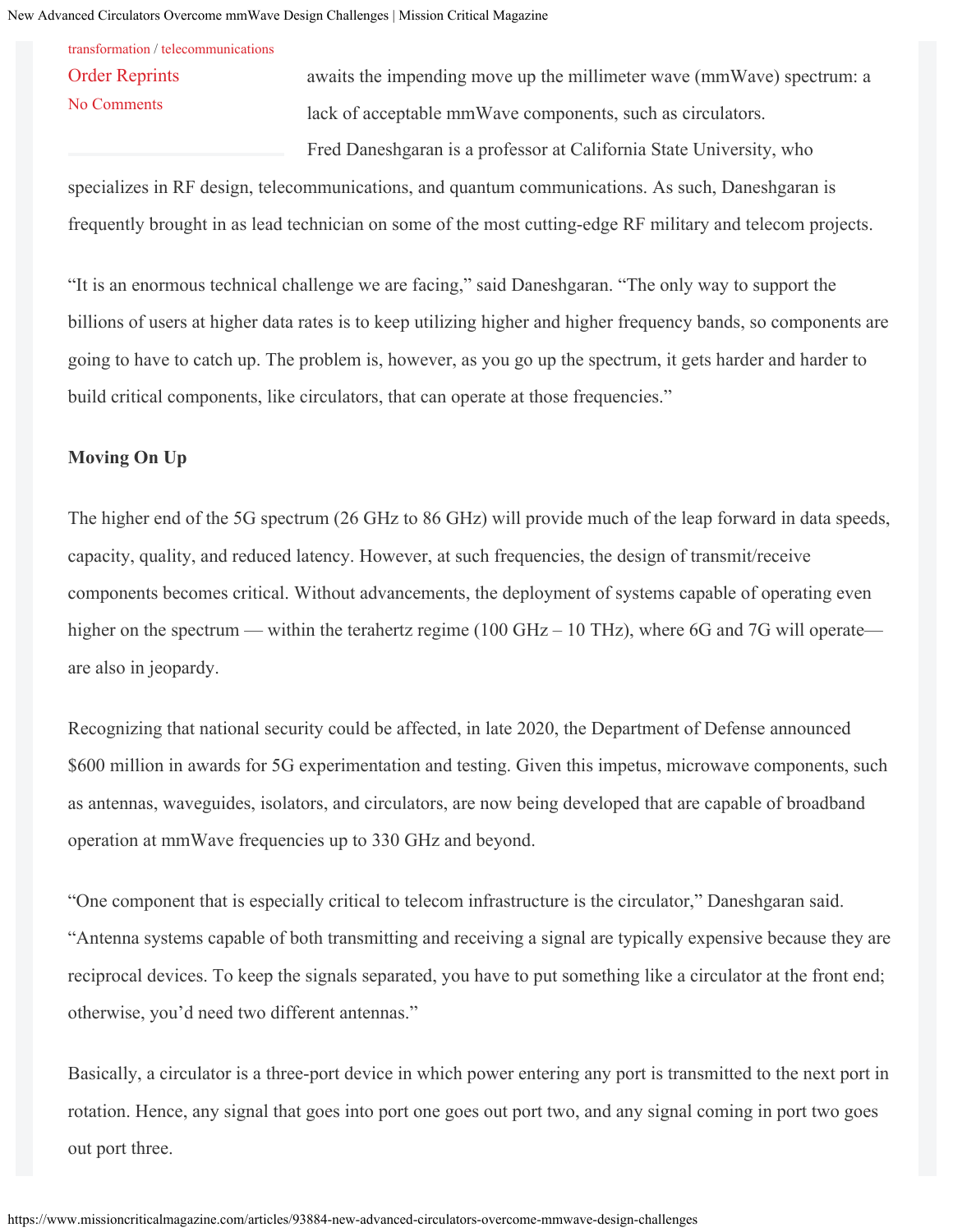transformation / telecommunications

Order Reprints

No Comments

awaits the impending move up the millimeter wave (mmWave) spectrum: a lack of acceptable mmWave components, such as circulators.

Fred Daneshgaran is a professor at California State University, who specializes in RF design, telecommunications, and quantum communications. As such, Daneshgaran is frequently brought in as lead technician on some of the most cutting-edge RF military and telecom projects.

“It is an enormous technical challenge we are facing,” said Daneshgaran. “The only way to support the billions of users at higher data rates is to keep utilizing higher and higher frequency bands, so components are going to have to catch up. The problem is, however, as you go up the spectrum, it gets harder and harder to build critical components, like circulators, that can operate at those frequencies.”

**Moving On Up**

The higher end of the 5G spectrum (26 GHz to 86 GHz) will provide much of the leap forward in data speeds, capacity, quality, and reduced latency. However, at such frequencies, the design of transmit/receive components becomes critical. Without advancements, the deployment of systems capable of operating even higher on the spectrum — within the terahertz regime (100 GHz – 10 THz), where 6G and 7G will operate— are also in jeopardy.

Recognizing that national security could be affected, in late 2020, the Department of Defense announced $600 million in awards for 5G experimentation and testing. Given this impetus, microwave components, such as antennas, waveguides, isolators, and circulators, are now being developed that are capable of broadband operation at mmWave frequencies up to 330 GHz and beyond.

“One component that is especially critical to telecom infrastructure is the circulator,” Daneshgaran said. “Antenna systems capable of both transmitting and receiving a signal are typically expensive because they are reciprocal devices. To keep the signals separated, you have to put something like a circulator at the front end; otherwise, you’d need two different antennas.”

Basically, a circulator is a three-port device in which power entering any port is transmitted to the next port in rotation. Hence, any signal that goes into port one goes out port two, and any signal coming in port two goes out port three.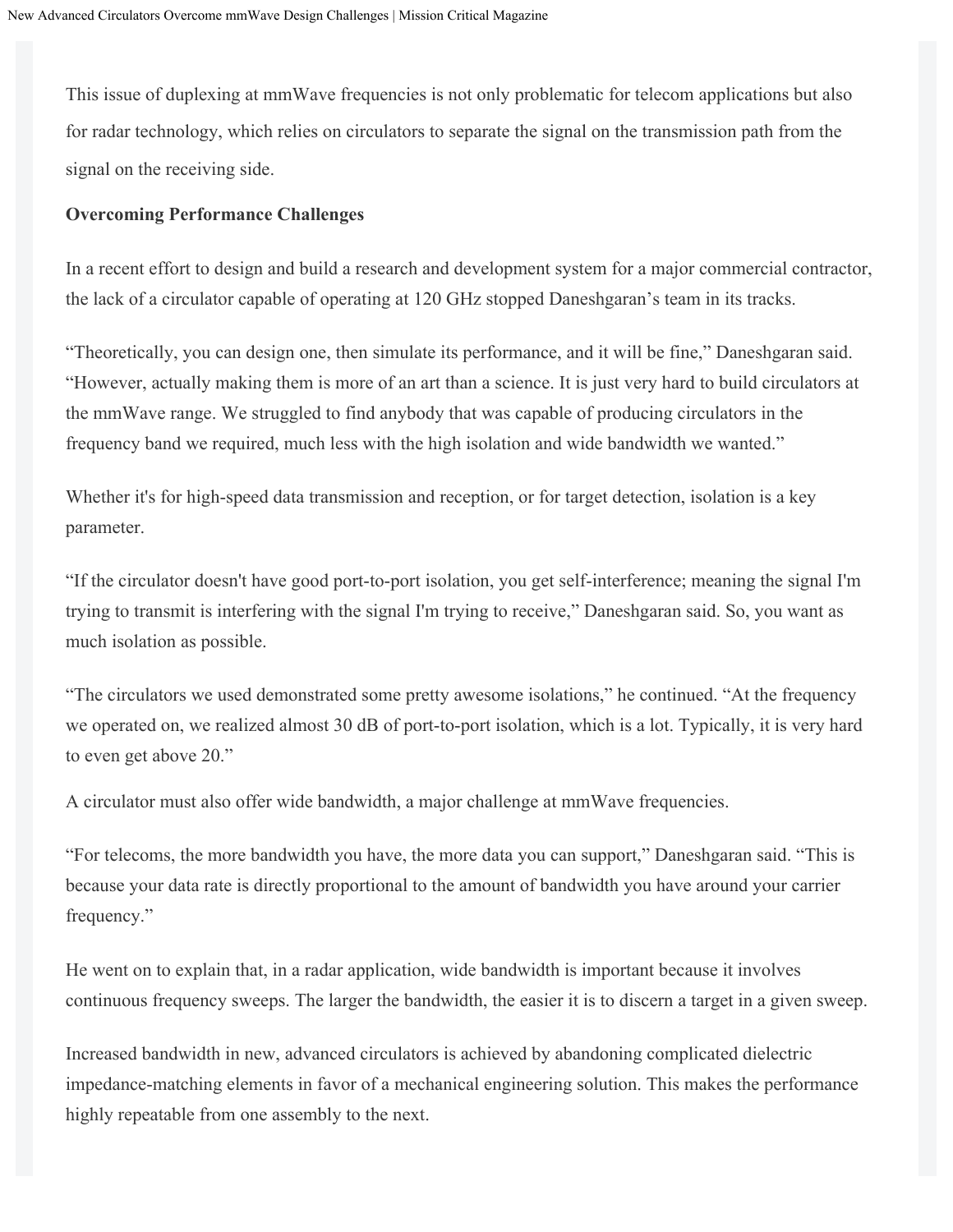This issue of duplexing at mmWave frequencies is not only problematic for telecom applications but also for radar technology, which relies on circulators to separate the signal on the transmission path from the signal on the receiving side.

**Overcoming Performance Challenges**

In a recent effort to design and build a research and development system for a major commercial contractor, the lack of a circulator capable of operating at 120 GHz stopped Daneshgaran's team in its tracks.

"Theoretically, you can design one, then simulate its performance, and it will be fine," Daneshgaran said. "However, actually making them is more of an art than a science. It is just very hard to build circulators at the mmWave range. We struggled to find anybody that was capable of producing circulators in the frequency band we required, much less with the high isolation and wide bandwidth we wanted."

Whether it's for high-speed data transmission and reception, or for target detection, isolation is a key parameter.

"If the circulator doesn't have good port-to-port isolation, you get self-interference; meaning the signal I'm trying to transmit is interfering with the signal I'm trying to receive," Daneshgaran said. So, you want as much isolation as possible.

"The circulators we used demonstrated some pretty awesome isolations," he continued. "At the frequency we operated on, we realized almost 30 dB of port-to-port isolation, which is a lot. Typically, it is very hard to even get above 20."

A circulator must also offer wide bandwidth, a major challenge at mmWave frequencies.

"For telecoms, the more bandwidth you have, the more data you can support," Daneshgaran said. "This is because your data rate is directly proportional to the amount of bandwidth you have around your carrier frequency."

He went on to explain that, in a radar application, wide bandwidth is important because it involves continuous frequency sweeps. The larger the bandwidth, the easier it is to discern a target in a given sweep.

Increased bandwidth in new, advanced circulators is achieved by abandoning complicated dielectric impedance-matching elements in favor of a mechanical engineering solution. This makes the performance highly repeatable from one assembly to the next.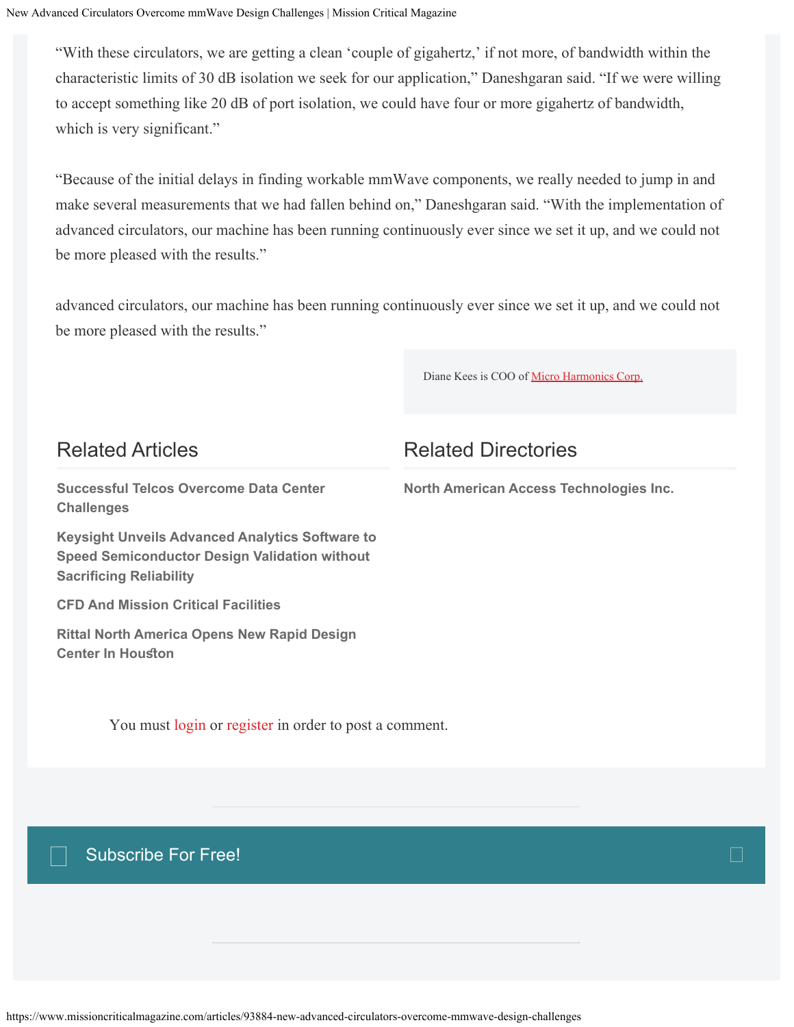"With these circulators, we are getting a clean 'couple of gigahertz,' if not more, of bandwidth within the characteristic limits of 30 dB isolation we seek for our application," Daneshgaran said. "If we were willing to accept something like 20 dB of port isolation, we could have four or more gigahertz of bandwidth, which is very significant."

"Because of the initial delays in finding workable mmWave components, we really needed to jump in and make several measurements that we had fallen behind on," Daneshgaran said. "With the implementation of advanced circulators, our machine has been running continuously ever since we set it up, and we could not be more pleased with the results."

advanced circulators, our machine has been running continuously ever since we set it up, and we could not be more pleased with the results."

Diane Kees is COO of Micro Harmonics Corp.

## Related Articles

**Successful Telcos Overcome Data Center Challenges**

**Keysight Unveils Advanced Analytics Software to Speed Semiconductor Design Validation without Sacrificing Reliability**

**CFD And Mission Critical Facilities**

**Rittal North America Opens New Rapid Design Center In Houston**

## Related Directories

**North American Access Technologies Inc.**

You must login or register in order to post a comment.

Subscribe For Free!